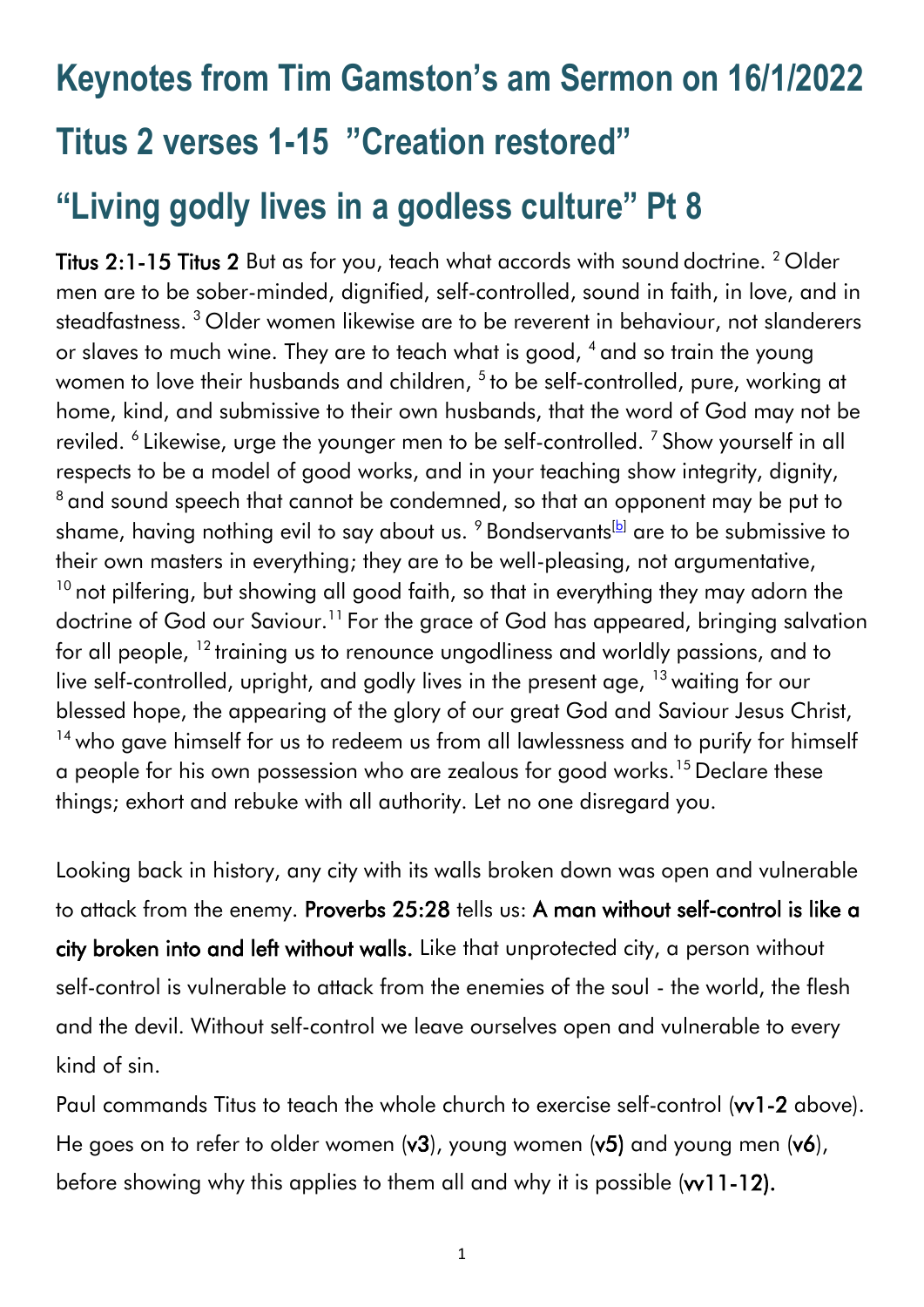# Keynotes from Tim Gamston's am Sermon on 16/1/2022

# Titus 2 verses 1-15 "Creation restored"

# "Living godly lives in a godless culture" Pt 8

**Titus 2:1-15 Titus 2** But as for you, teach what accords with sound doctrine. [2] Older men are to be sober-minded, dignified, self-controlled, sound in faith, in love, and in steadfastness. [3] Older women likewise are to be reverent in behaviour, not slanderers or slaves to much wine. They are to teach what is good, [4] and so train the young women to love their husbands and children, [5] to be self-controlled, pure, working at home, kind, and submissive to their own husbands, that the word of God may not be reviled. [6] Likewise, urge the younger men to be self-controlled. [7] Show yourself in all respects to be a model of good works, and in your teaching show integrity, dignity, [8] and sound speech that cannot be condemned, so that an opponent may be put to shame, having nothing evil to say about us. [9] Bondservants[b] are to be submissive to their own masters in everything; they are to be well-pleasing, not argumentative, [10] not pilfering, but showing all good faith, so that in everything they may adorn the doctrine of God our Saviour.[11] For the grace of God has appeared, bringing salvation for all people, [12] training us to renounce ungodliness and worldly passions, and to live self-controlled, upright, and godly lives in the present age, [13] waiting for our blessed hope, the appearing of the glory of our great God and Saviour Jesus Christ, [14] who gave himself for us to redeem us from all lawlessness and to purify for himself a people for his own possession who are zealous for good works.[15] Declare these things; exhort and rebuke with all authority. Let no one disregard you.

Looking back in history, any city with its walls broken down was open and vulnerable to attack from the enemy. **Proverbs 25:28** tells us: **A man without self-control is like a city broken into and left without walls.** Like that unprotected city, a person without self-control is vulnerable to attack from the enemies of the soul - the world, the flesh and the devil. Without self-control we leave ourselves open and vulnerable to every kind of sin.

Paul commands Titus to teach the whole church to exercise self-control (**vv1-2** above). He goes on to refer to older women (**v3**), young women (**v5)** and young men (**v6**), before showing why this applies to them all and why it is possible (**vv11-12).**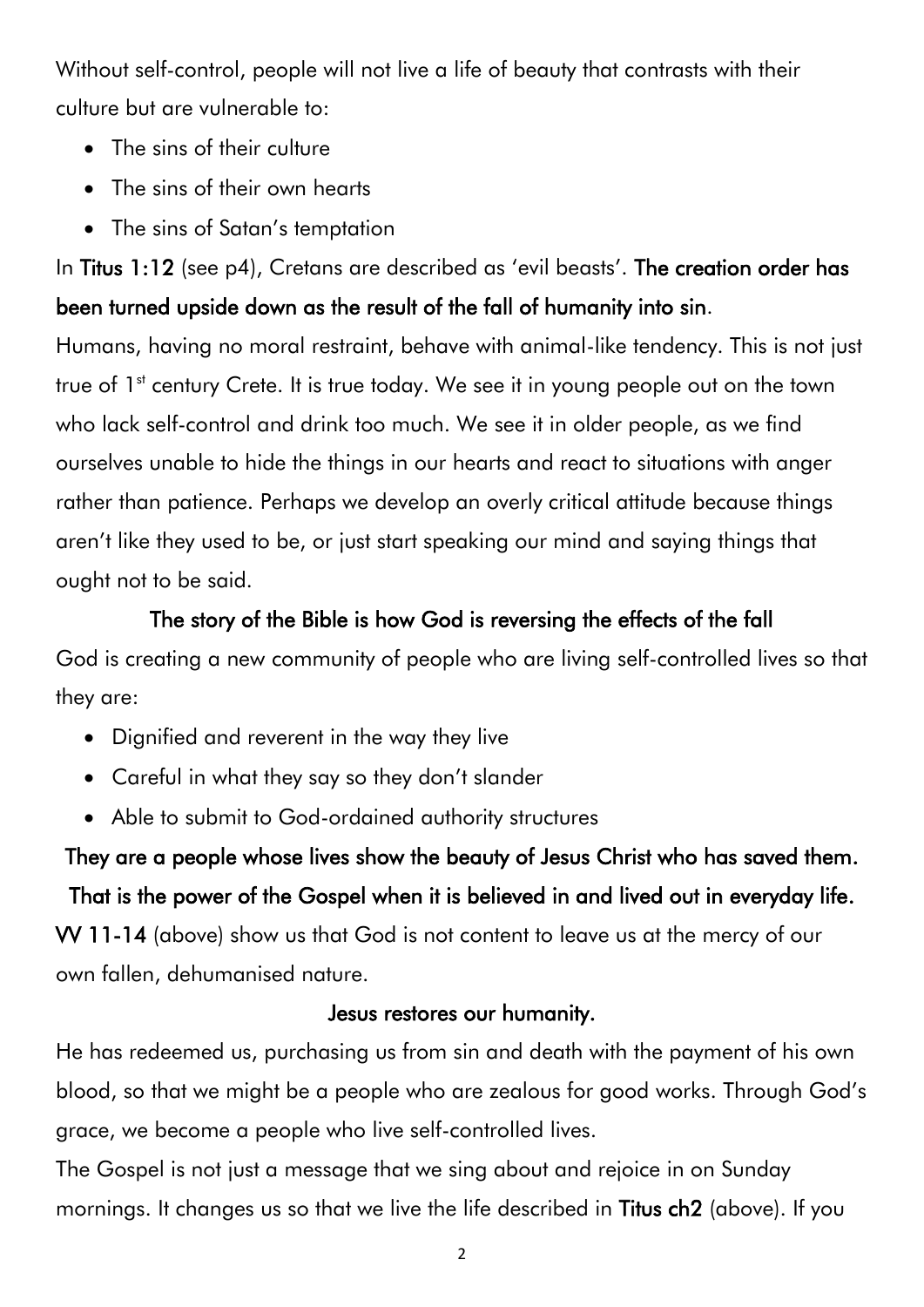Without self-control, people will not live a life of beauty that contrasts with their culture but are vulnerable to:

- The sins of their culture
- The sins of their own hearts
- The sins of Satan's temptation

In **Titus 1:12** (see p4), Cretans are described as 'evil beasts'. **The creation order has been turned upside down as the result of the fall of humanity into sin**.

Humans, having no moral restraint, behave with animal-like tendency. This is not just true of 1st century Crete. It is true today. We see it in young people out on the town who lack self-control and drink too much. We see it in older people, as we find ourselves unable to hide the things in our hearts and react to situations with anger rather than patience. Perhaps we develop an overly critical attitude because things aren't like they used to be, or just start speaking our mind and saying things that ought not to be said.

**The story of the Bible is how God is reversing the effects of the fall**

God is creating a new community of people who are living self-controlled lives so that they are:

- Dignified and reverent in the way they live
- Careful in what they say so they don't slander
- Able to submit to God-ordained authority structures

**They are a people whose lives show the beauty of Jesus Christ who has saved them.**

**That is the power of the Gospel when it is believed in and lived out in everyday life.**

**VV 11-14** (above) show us that God is not content to leave us at the mercy of our own fallen, dehumanised nature.

**Jesus restores our humanity.**

He has redeemed us, purchasing us from sin and death with the payment of his own blood, so that we might be a people who are zealous for good works. Through God's grace, we become a people who live self-controlled lives.

The Gospel is not just a message that we sing about and rejoice in on Sunday mornings. It changes us so that we live the life described in **Titus ch2** (above). If you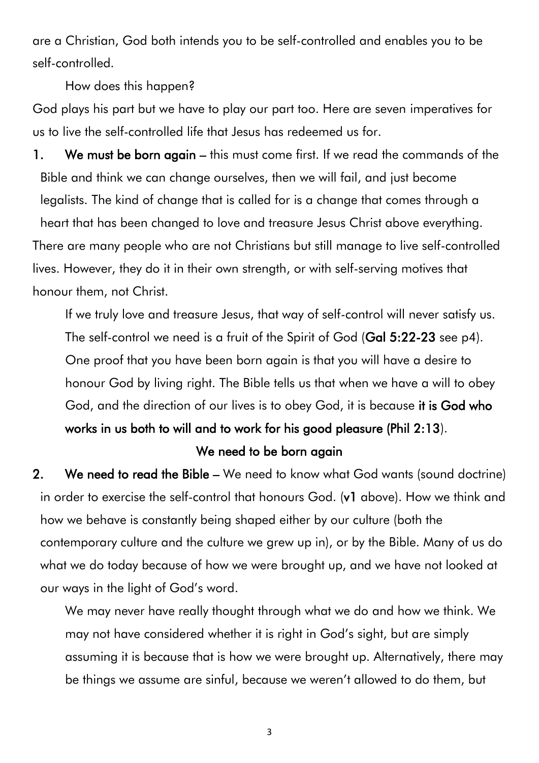are a Christian, God both intends you to be self-controlled and enables you to be self-controlled.

How does this happen?

God plays his part but we have to play our part too. Here are seven imperatives for us to live the self-controlled life that Jesus has redeemed us for.

1. **We must be born again** – this must come first. If we read the commands of the Bible and think we can change ourselves, then we will fail, and just become legalists. The kind of change that is called for is a change that comes through a heart that has been changed to love and treasure Jesus Christ above everything.

There are many people who are not Christians but still manage to live self-controlled lives. However, they do it in their own strength, or with self-serving motives that honour them, not Christ.

If we truly love and treasure Jesus, that way of self-control will never satisfy us. The self-control we need is a fruit of the Spirit of God (**Gal 5:22-23** see p4). One proof that you have been born again is that you will have a desire to honour God by living right. The Bible tells us that when we have a will to obey God, and the direction of our lives is to obey God, it is because **it is God who works in us both to will and to work for his good pleasure (Phil 2:13**).

**We need to be born again**

2. **We need to read the Bible** – We need to know what God wants (sound doctrine) in order to exercise the self-control that honours God. (**v1** above). How we think and how we behave is constantly being shaped either by our culture (both the contemporary culture and the culture we grew up in), or by the Bible. Many of us do what we do today because of how we were brought up, and we have not looked at our ways in the light of God's word.

We may never have really thought through what we do and how we think. We may not have considered whether it is right in God's sight, but are simply assuming it is because that is how we were brought up. Alternatively, there may be things we assume are sinful, because we weren't allowed to do them, but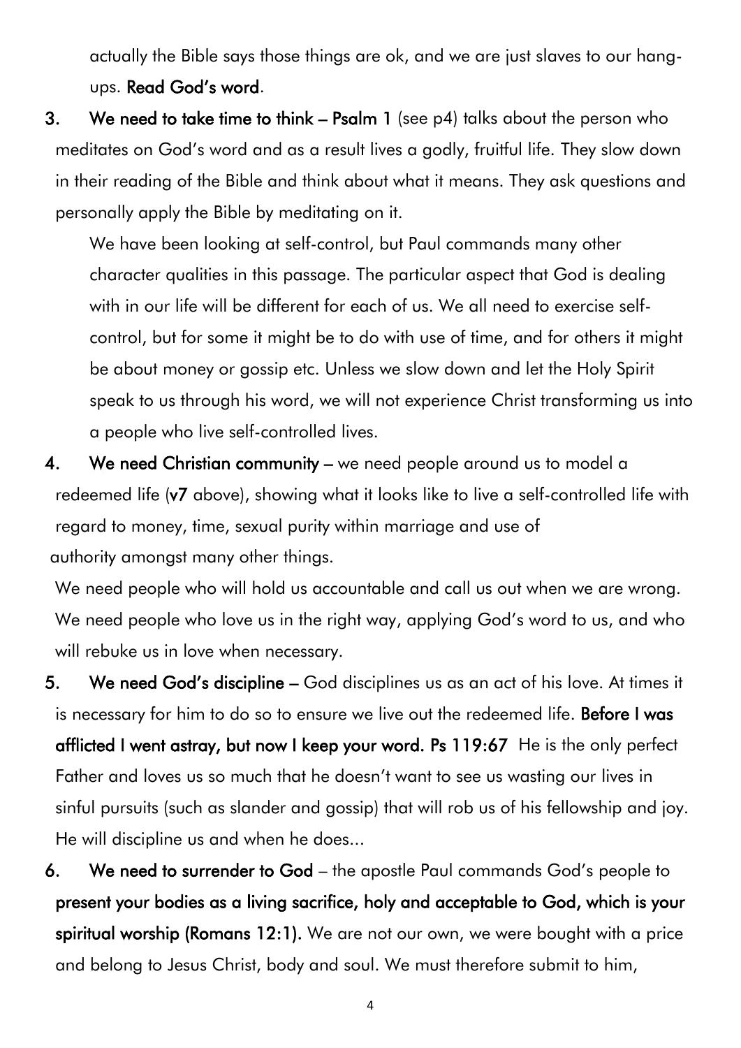actually the Bible says those things are ok, and we are just slaves to our hang-ups. **Read God's word**.

3. **We need to take time to think – Psalm 1** (see p4) talks about the person who meditates on God's word and as a result lives a godly, fruitful life. They slow down in their reading of the Bible and think about what it means. They ask questions and personally apply the Bible by meditating on it.

   We have been looking at self-control, but Paul commands many other character qualities in this passage. The particular aspect that God is dealing with in our life will be different for each of us. We all need to exercise self-control, but for some it might be to do with use of time, and for others it might be about money or gossip etc. Unless we slow down and let the Holy Spirit speak to us through his word, we will not experience Christ transforming us into a people who live self-controlled lives.

4. **We need Christian community** – we need people around us to model a redeemed life (**v7** above), showing what it looks like to live a self-controlled life with regard to money, time, sexual purity within marriage and use of authority amongst many other things.

   We need people who will hold us accountable and call us out when we are wrong. We need people who love us in the right way, applying God's word to us, and who will rebuke us in love when necessary.

5. **We need God's discipline** – God disciplines us as an act of his love. At times it is necessary for him to do so to ensure we live out the redeemed life. **Before I was afflicted I went astray, but now I keep your word. Ps 119:67** He is the only perfect Father and loves us so much that he doesn't want to see us wasting our lives in sinful pursuits (such as slander and gossip) that will rob us of his fellowship and joy. He will discipline us and when he does…

6. **We need to surrender to God** – the apostle Paul commands God's people to **present your bodies as a living sacrifice, holy and acceptable to God, which is your spiritual worship (Romans 12:1).** We are not our own, we were bought with a price and belong to Jesus Christ, body and soul. We must therefore submit to him,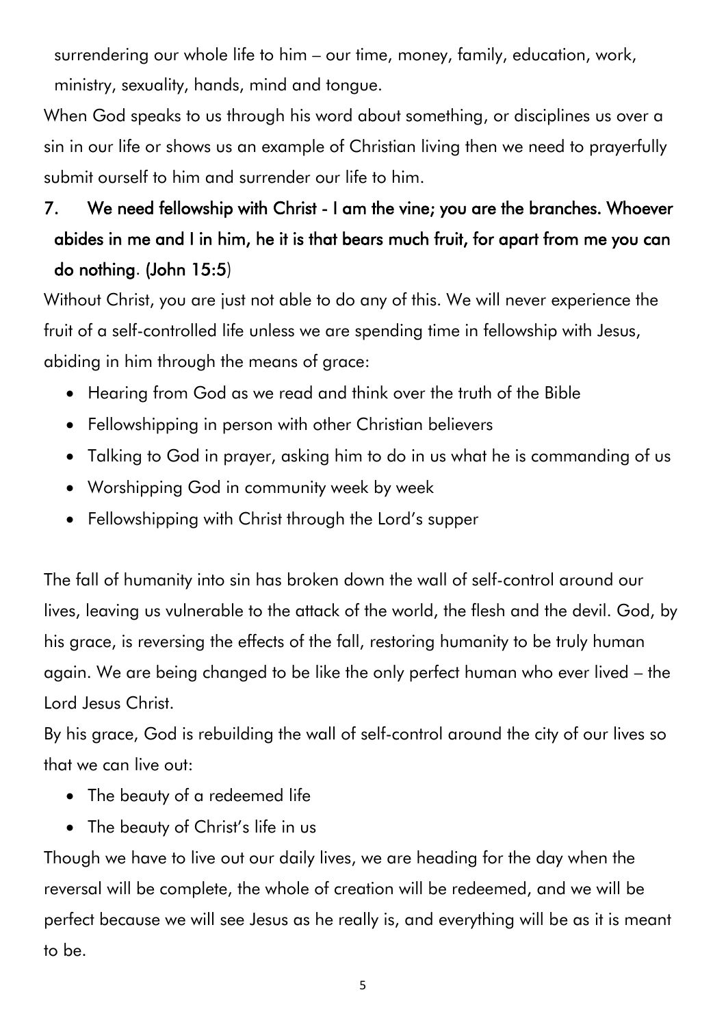surrendering our whole life to him – our time, money, family, education, work, ministry, sexuality, hands, mind and tongue.

When God speaks to us through his word about something, or disciplines us over a sin in our life or shows us an example of Christian living then we need to prayerfully submit ourself to him and surrender our life to him.

7. **We need fellowship with Christ - I am the vine; you are the branches. Whoever abides in me and I in him, he it is that bears much fruit, for apart from me you can do nothing. (John 15:5)**

Without Christ, you are just not able to do any of this. We will never experience the fruit of a self-controlled life unless we are spending time in fellowship with Jesus, abiding in him through the means of grace:

- Hearing from God as we read and think over the truth of the Bible
- Fellowshipping in person with other Christian believers
- Talking to God in prayer, asking him to do in us what he is commanding of us
- Worshipping God in community week by week
- Fellowshipping with Christ through the Lord's supper

The fall of humanity into sin has broken down the wall of self-control around our lives, leaving us vulnerable to the attack of the world, the flesh and the devil. God, by his grace, is reversing the effects of the fall, restoring humanity to be truly human again. We are being changed to be like the only perfect human who ever lived – the Lord Jesus Christ.

By his grace, God is rebuilding the wall of self-control around the city of our lives so that we can live out:

- The beauty of a redeemed life
- The beauty of Christ's life in us

Though we have to live out our daily lives, we are heading for the day when the reversal will be complete, the whole of creation will be redeemed, and we will be perfect because we will see Jesus as he really is, and everything will be as it is meant to be.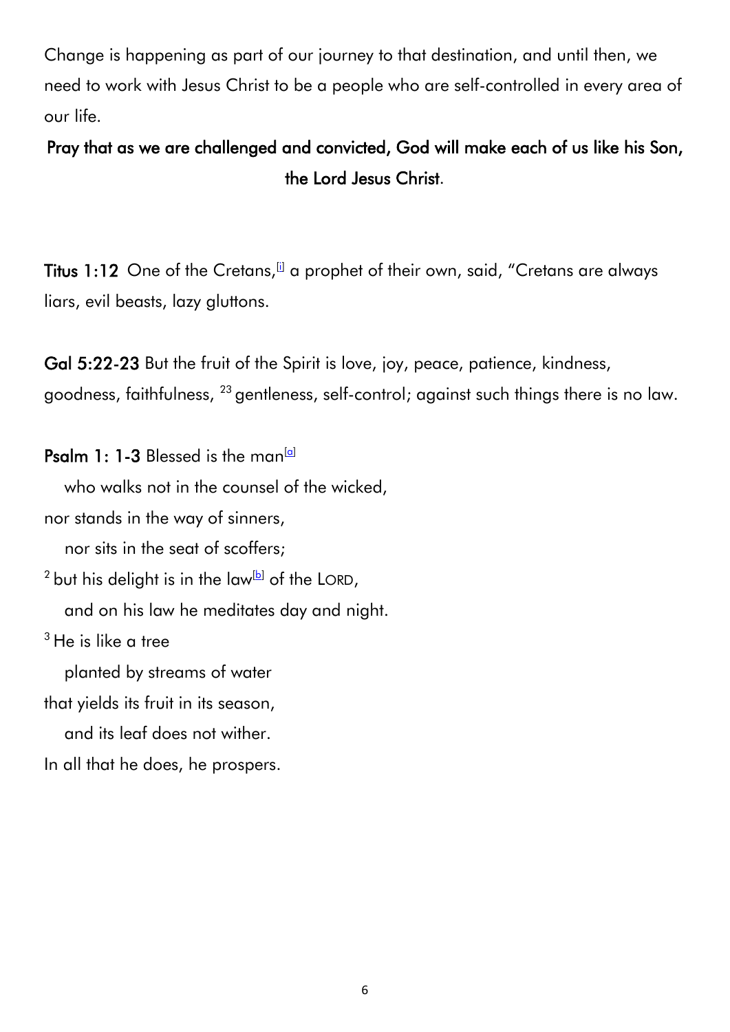Change is happening as part of our journey to that destination, and until then, we need to work with Jesus Christ to be a people who are self-controlled in every area of our life.

**Pray that as we are challenged and convicted, God will make each of us like his Son, the Lord Jesus Christ.**

**Titus 1:12** One of the Cretans,[i] a prophet of their own, said, "Cretans are always liars, evil beasts, lazy gluttons.

**Gal 5:22-23** But the fruit of the Spirit is love, joy, peace, patience, kindness, goodness, faithfulness, [23] gentleness, self-control; against such things there is no law.

**Psalm 1: 1-3** Blessed is the man[a]
who walks not in the counsel of the wicked,
nor stands in the way of sinners,
nor sits in the seat of scoffers;
[2] but his delight is in the law[b] of the LORD,
and on his law he meditates day and night.
[3] He is like a tree
planted by streams of water
that yields its fruit in its season,
and its leaf does not wither.
In all that he does, he prospers.